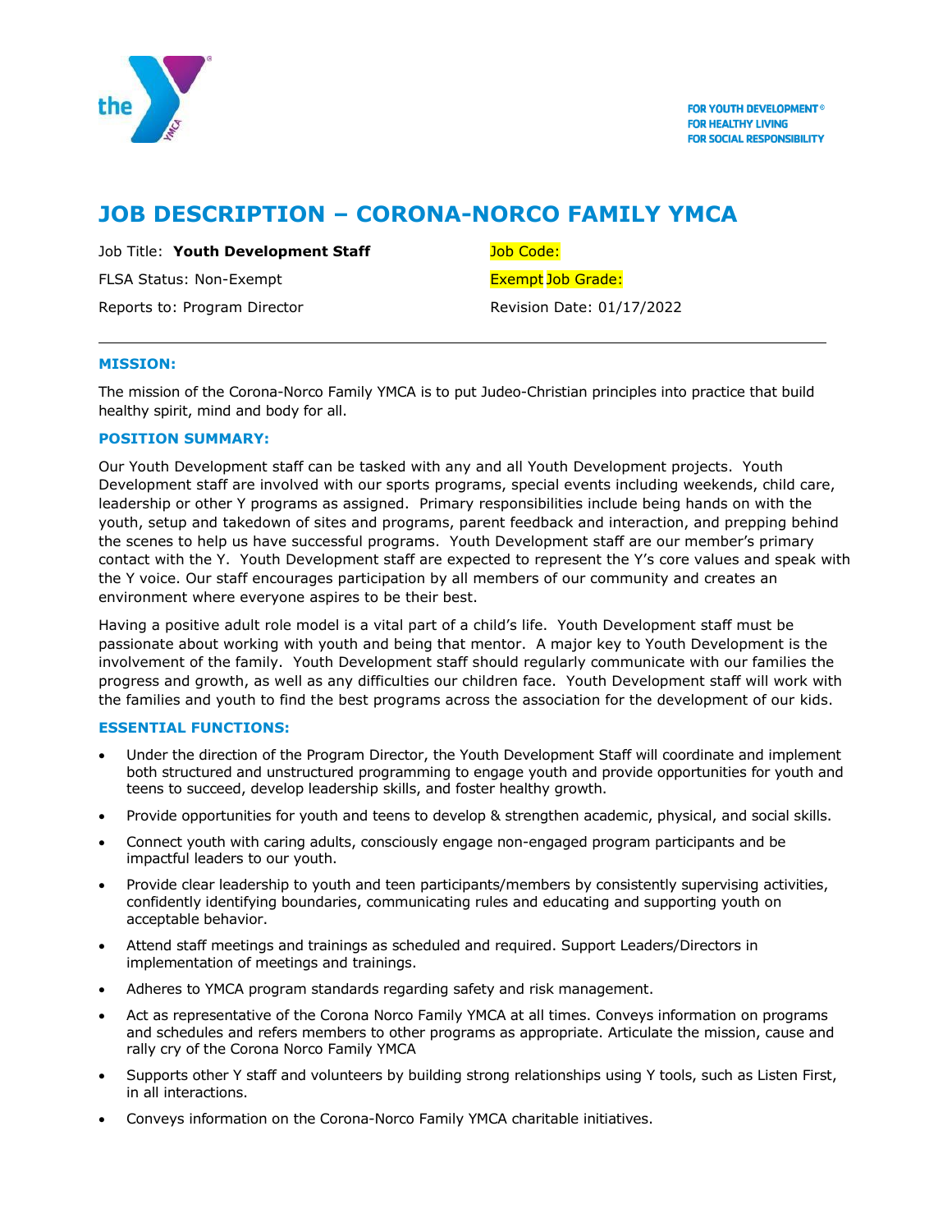FOR YOUTH DEVELOPMENT®
FOR HEALTHY LIVING
FOR SOCIAL RESPONSIBILITY

# JOB DESCRIPTION – CORONA-NORCO FAMILY YMCA

Job Title: **Youth Development Staff**

FLSA Status: Non-Exempt

Reports to: Program Director

Job Code:

Exempt Job Grade:

Revision Date: 01/17/2022

---

### MISSION:

The mission of the Corona-Norco Family YMCA is to put Judeo-Christian principles into practice that build healthy spirit, mind and body for all.

### POSITION SUMMARY:

Our Youth Development staff can be tasked with any and all Youth Development projects. Youth Development staff are involved with our sports programs, special events including weekends, child care, leadership or other Y programs as assigned. Primary responsibilities include being hands on with the youth, setup and takedown of sites and programs, parent feedback and interaction, and prepping behind the scenes to help us have successful programs. Youth Development staff are our member's primary contact with the Y. Youth Development staff are expected to represent the Y's core values and speak with the Y voice. Our staff encourages participation by all members of our community and creates an environment where everyone aspires to be their best.

Having a positive adult role model is a vital part of a child's life. Youth Development staff must be passionate about working with youth and being that mentor. A major key to Youth Development is the involvement of the family. Youth Development staff should regularly communicate with our families the progress and growth, as well as any difficulties our children face. Youth Development staff will work with the families and youth to find the best programs across the association for the development of our kids.

### ESSENTIAL FUNCTIONS:

- Under the direction of the Program Director, the Youth Development Staff will coordinate and implement both structured and unstructured programming to engage youth and provide opportunities for youth and teens to succeed, develop leadership skills, and foster healthy growth.
- Provide opportunities for youth and teens to develop & strengthen academic, physical, and social skills.
- Connect youth with caring adults, consciously engage non-engaged program participants and be impactful leaders to our youth.
- Provide clear leadership to youth and teen participants/members by consistently supervising activities, confidently identifying boundaries, communicating rules and educating and supporting youth on acceptable behavior.
- Attend staff meetings and trainings as scheduled and required. Support Leaders/Directors in implementation of meetings and trainings.
- Adheres to YMCA program standards regarding safety and risk management.
- Act as representative of the Corona Norco Family YMCA at all times. Conveys information on programs and schedules and refers members to other programs as appropriate. Articulate the mission, cause and rally cry of the Corona Norco Family YMCA
- Supports other Y staff and volunteers by building strong relationships using Y tools, such as Listen First, in all interactions.
- Conveys information on the Corona-Norco Family YMCA charitable initiatives.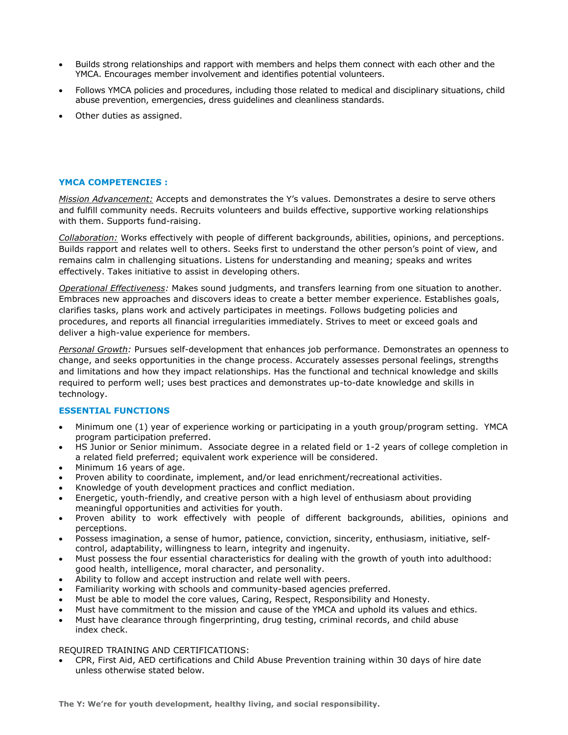- Builds strong relationships and rapport with members and helps them connect with each other and the YMCA. Encourages member involvement and identifies potential volunteers.
- Follows YMCA policies and procedures, including those related to medical and disciplinary situations, child abuse prevention, emergencies, dress guidelines and cleanliness standards.
- Other duties as assigned.

## YMCA COMPETENCIES :

*Mission Advancement:* Accepts and demonstrates the Y's values. Demonstrates a desire to serve others and fulfill community needs. Recruits volunteers and builds effective, supportive working relationships with them. Supports fund-raising.

*Collaboration:* Works effectively with people of different backgrounds, abilities, opinions, and perceptions. Builds rapport and relates well to others. Seeks first to understand the other person's point of view, and remains calm in challenging situations. Listens for understanding and meaning; speaks and writes effectively. Takes initiative to assist in developing others.

*Operational Effectiveness:* Makes sound judgments, and transfers learning from one situation to another. Embraces new approaches and discovers ideas to create a better member experience. Establishes goals, clarifies tasks, plans work and actively participates in meetings. Follows budgeting policies and procedures, and reports all financial irregularities immediately. Strives to meet or exceed goals and deliver a high-value experience for members.

*Personal Growth:* Pursues self-development that enhances job performance. Demonstrates an openness to change, and seeks opportunities in the change process. Accurately assesses personal feelings, strengths and limitations and how they impact relationships. Has the functional and technical knowledge and skills required to perform well; uses best practices and demonstrates up-to-date knowledge and skills in technology.

## ESSENTIAL FUNCTIONS

- Minimum one (1) year of experience working or participating in a youth group/program setting. YMCA program participation preferred.
- HS Junior or Senior minimum. Associate degree in a related field or 1-2 years of college completion in a related field preferred; equivalent work experience will be considered.
- Minimum 16 years of age.
- Proven ability to coordinate, implement, and/or lead enrichment/recreational activities.
- Knowledge of youth development practices and conflict mediation.
- Energetic, youth-friendly, and creative person with a high level of enthusiasm about providing meaningful opportunities and activities for youth.
- Proven ability to work effectively with people of different backgrounds, abilities, opinions and perceptions.
- Possess imagination, a sense of humor, patience, conviction, sincerity, enthusiasm, initiative, self-control, adaptability, willingness to learn, integrity and ingenuity.
- Must possess the four essential characteristics for dealing with the growth of youth into adulthood: good health, intelligence, moral character, and personality.
- Ability to follow and accept instruction and relate well with peers.
- Familiarity working with schools and community-based agencies preferred.
- Must be able to model the core values, Caring, Respect, Responsibility and Honesty.
- Must have commitment to the mission and cause of the YMCA and uphold its values and ethics.
- Must have clearance through fingerprinting, drug testing, criminal records, and child abuse index check.

REQUIRED TRAINING AND CERTIFICATIONS:

- CPR, First Aid, AED certifications and Child Abuse Prevention training within 30 days of hire date unless otherwise stated below.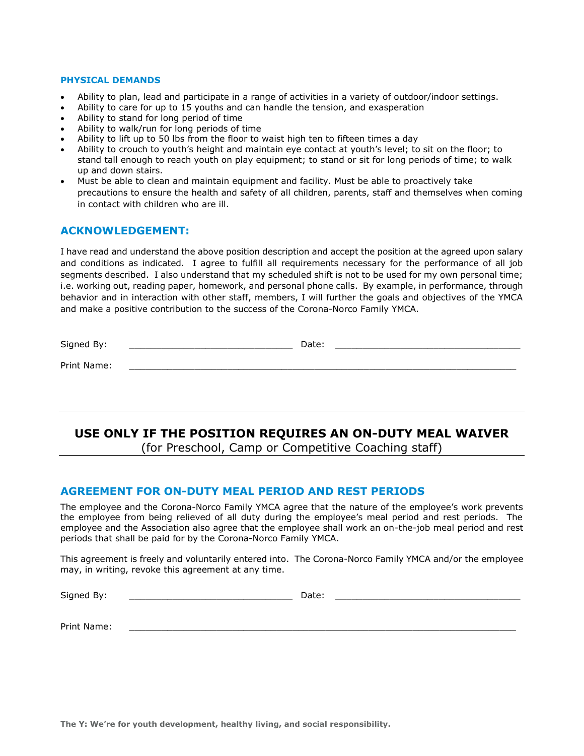**PHYSICAL DEMANDS**

- Ability to plan, lead and participate in a range of activities in a variety of outdoor/indoor settings.
- Ability to care for up to 15 youths and can handle the tension, and exasperation
- Ability to stand for long period of time
- Ability to walk/run for long periods of time
- Ability to lift up to 50 lbs from the floor to waist high ten to fifteen times a day
- Ability to crouch to youth's height and maintain eye contact at youth's level; to sit on the floor; to stand tall enough to reach youth on play equipment; to stand or sit for long periods of time; to walk up and down stairs.
- Must be able to clean and maintain equipment and facility. Must be able to proactively take precautions to ensure the health and safety of all children, parents, staff and themselves when coming in contact with children who are ill.

## ACKNOWLEDGEMENT:

I have read and understand the above position description and accept the position at the agreed upon salary and conditions as indicated. I agree to fulfill all requirements necessary for the performance of all job segments described. I also understand that my scheduled shift is not to be used for my own personal time; i.e. working out, reading paper, homework, and personal phone calls. By example, in performance, through behavior and in interaction with other staff, members, I will further the goals and objectives of the YMCA and make a positive contribution to the success of the Corona-Norco Family YMCA.

Signed By: ______________________________ Date: __________________________________

Print Name: _______________________________________________________________________

---

## USE ONLY IF THE POSITION REQUIRES AN ON-DUTY MEAL WAIVER

(for Preschool, Camp or Competitive Coaching staff)

---

## AGREEMENT FOR ON-DUTY MEAL PERIOD AND REST PERIODS

The employee and the Corona-Norco Family YMCA agree that the nature of the employee's work prevents the employee from being relieved of all duty during the employee's meal period and rest periods. The employee and the Association also agree that the employee shall work an on-the-job meal period and rest periods that shall be paid for by the Corona-Norco Family YMCA.

This agreement is freely and voluntarily entered into. The Corona-Norco Family YMCA and/or the employee may, in writing, revoke this agreement at any time.

Signed By: ______________________________ Date: __________________________________

Print Name: _______________________________________________________________________

**The Y: We're for youth development, healthy living, and social responsibility.**